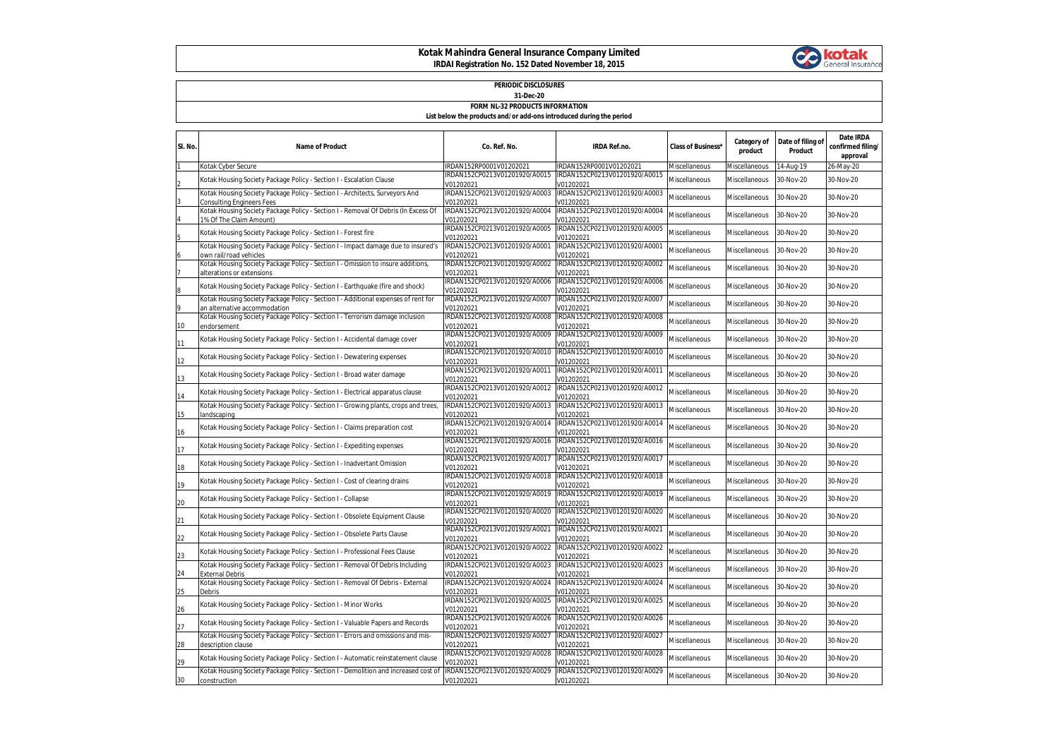# Kotak Mahindra General Insurance Company Limited

**IRDAI Registration No. 152 Dated November 18, 2015**

**PERIODIC DISCLOSURES**

**31-Dec-20**

**FORM NL-32 PRODUCTS INFORMATION**

**List below the products and/or add-ons introduced during the period**

| Sl. No. | Name of Product | Co. Ref. No. | IRDA Ref.no. | Class of Business* | Category of product | Date of filing of Product | Date IRDA confirmed filing/ approval |
|---|---|---|---|---|---|---|---|
| 1 | Kotak Cyber Secure | IRDAN152RP0001V01202021 | IRDAN152RP0001V01202021 | Miscellaneous | Miscellaneous | 14-Aug-19 | 26-May-20 |
| 2 | Kotak Housing Society Package Policy - Section I - Escalation Clause | IRDAN152CP0213V01201920/A0015 V01202021 | IRDAN152CP0213V01201920/A0015 V01202021 | Miscellaneous | Miscellaneous | 30-Nov-20 | 30-Nov-20 |
| 3 | Kotak Housing Society Package Policy - Section I - Architects, Surveyors And Consulting Engineers Fees | IRDAN152CP0213V01201920/A0003 V01202021 | IRDAN152CP0213V01201920/A0003 V01202021 | Miscellaneous | Miscellaneous | 30-Nov-20 | 30-Nov-20 |
| 4 | Kotak Housing Society Package Policy - Section I - Removal Of Debris (In Excess Of 1% Of The Claim Amount) | IRDAN152CP0213V01201920/A0004 V01202021 | IRDAN152CP0213V01201920/A0004 V01202021 | Miscellaneous | Miscellaneous | 30-Nov-20 | 30-Nov-20 |
| 5 | Kotak Housing Society Package Policy - Section I - Forest fire | IRDAN152CP0213V01201920/A0005 V01202021 | IRDAN152CP0213V01201920/A0005 V01202021 | Miscellaneous | Miscellaneous | 30-Nov-20 | 30-Nov-20 |
| 6 | Kotak Housing Society Package Policy - Section I - Impact damage due to insured's own rail/road vehicles | IRDAN152CP0213V01201920/A0001 V01202021 | IRDAN152CP0213V01201920/A0001 V01202021 | Miscellaneous | Miscellaneous | 30-Nov-20 | 30-Nov-20 |
| 7 | Kotak Housing Society Package Policy - Section I - Omission to insure additions, alterations or extensions | IRDAN152CP0213V01201920/A0002 V01202021 | IRDAN152CP0213V01201920/A0002 V01202021 | Miscellaneous | Miscellaneous | 30-Nov-20 | 30-Nov-20 |
| 8 | Kotak Housing Society Package Policy - Section I - Earthquake (fire and shock) | IRDAN152CP0213V01201920/A0006 V01202021 | IRDAN152CP0213V01201920/A0006 V01202021 | Miscellaneous | Miscellaneous | 30-Nov-20 | 30-Nov-20 |
| 9 | Kotak Housing Society Package Policy - Section I - Additional expenses of rent for an alternative accommodation | IRDAN152CP0213V01201920/A0007 V01202021 | IRDAN152CP0213V01201920/A0007 V01202021 | Miscellaneous | Miscellaneous | 30-Nov-20 | 30-Nov-20 |
| 10 | Kotak Housing Society Package Policy - Section I - Terrorism damage inclusion endorsement | IRDAN152CP0213V01201920/A0008 V01202021 | IRDAN152CP0213V01201920/A0008 V01202021 | Miscellaneous | Miscellaneous | 30-Nov-20 | 30-Nov-20 |
| 11 | Kotak Housing Society Package Policy - Section I - Accidental damage cover | IRDAN152CP0213V01201920/A0009 V01202021 | IRDAN152CP0213V01201920/A0009 V01202021 | Miscellaneous | Miscellaneous | 30-Nov-20 | 30-Nov-20 |
| 12 | Kotak Housing Society Package Policy - Section I - Dewatering expenses | IRDAN152CP0213V01201920/A0010 V01202021 | IRDAN152CP0213V01201920/A0010 V01202021 | Miscellaneous | Miscellaneous | 30-Nov-20 | 30-Nov-20 |
| 13 | Kotak Housing Society Package Policy - Section I - Broad water damage | IRDAN152CP0213V01201920/A0011 V01202021 | IRDAN152CP0213V01201920/A0011 V01202021 | Miscellaneous | Miscellaneous | 30-Nov-20 | 30-Nov-20 |
| 14 | Kotak Housing Society Package Policy - Section I - Electrical apparatus clause | IRDAN152CP0213V01201920/A0012 V01202021 | IRDAN152CP0213V01201920/A0012 V01202021 | Miscellaneous | Miscellaneous | 30-Nov-20 | 30-Nov-20 |
| 15 | Kotak Housing Society Package Policy - Section I - Growing plants, crops and trees, landscaping | IRDAN152CP0213V01201920/A0013 V01202021 | IRDAN152CP0213V01201920/A0013 V01202021 | Miscellaneous | Miscellaneous | 30-Nov-20 | 30-Nov-20 |
| 16 | Kotak Housing Society Package Policy - Section I - Claims preparation cost | IRDAN152CP0213V01201920/A0014 V01202021 | IRDAN152CP0213V01201920/A0014 V01202021 | Miscellaneous | Miscellaneous | 30-Nov-20 | 30-Nov-20 |
| 17 | Kotak Housing Society Package Policy - Section I - Expediting expenses | IRDAN152CP0213V01201920/A0016 V01202021 | IRDAN152CP0213V01201920/A0016 V01202021 | Miscellaneous | Miscellaneous | 30-Nov-20 | 30-Nov-20 |
| 18 | Kotak Housing Society Package Policy - Section I - Inadvertant Omission | IRDAN152CP0213V01201920/A0017 V01202021 | IRDAN152CP0213V01201920/A0017 V01202021 | Miscellaneous | Miscellaneous | 30-Nov-20 | 30-Nov-20 |
| 19 | Kotak Housing Society Package Policy - Section I - Cost of clearing drains | IRDAN152CP0213V01201920/A0018 V01202021 | IRDAN152CP0213V01201920/A0018 V01202021 | Miscellaneous | Miscellaneous | 30-Nov-20 | 30-Nov-20 |
| 20 | Kotak Housing Society Package Policy - Section I - Collapse | IRDAN152CP0213V01201920/A0019 V01202021 | IRDAN152CP0213V01201920/A0019 V01202021 | Miscellaneous | Miscellaneous | 30-Nov-20 | 30-Nov-20 |
| 21 | Kotak Housing Society Package Policy - Section I - Obsolete Equipment Clause | IRDAN152CP0213V01201920/A0020 V01202021 | IRDAN152CP0213V01201920/A0020 V01202021 | Miscellaneous | Miscellaneous | 30-Nov-20 | 30-Nov-20 |
| 22 | Kotak Housing Society Package Policy - Section I - Obsolete Parts Clause | IRDAN152CP0213V01201920/A0021 V01202021 | IRDAN152CP0213V01201920/A0021 V01202021 | Miscellaneous | Miscellaneous | 30-Nov-20 | 30-Nov-20 |
| 23 | Kotak Housing Society Package Policy - Section I - Professional Fees Clause | IRDAN152CP0213V01201920/A0022 V01202021 | IRDAN152CP0213V01201920/A0022 V01202021 | Miscellaneous | Miscellaneous | 30-Nov-20 | 30-Nov-20 |
| 24 | Kotak Housing Society Package Policy - Section I - Removal Of Debris Including External Debris | IRDAN152CP0213V01201920/A0023 V01202021 | IRDAN152CP0213V01201920/A0023 V01202021 | Miscellaneous | Miscellaneous | 30-Nov-20 | 30-Nov-20 |
| 25 | Kotak Housing Society Package Policy - Section I - Removal Of Debris - External Debris | IRDAN152CP0213V01201920/A0024 V01202021 | IRDAN152CP0213V01201920/A0024 V01202021 | Miscellaneous | Miscellaneous | 30-Nov-20 | 30-Nov-20 |
| 26 | Kotak Housing Society Package Policy - Section I - Minor Works | IRDAN152CP0213V01201920/A0025 V01202021 | IRDAN152CP0213V01201920/A0025 V01202021 | Miscellaneous | Miscellaneous | 30-Nov-20 | 30-Nov-20 |
| 27 | Kotak Housing Society Package Policy - Section I - Valuable Papers and Records | IRDAN152CP0213V01201920/A0026 V01202021 | IRDAN152CP0213V01201920/A0026 V01202021 | Miscellaneous | Miscellaneous | 30-Nov-20 | 30-Nov-20 |
| 28 | Kotak Housing Society Package Policy - Section I - Errors and omissions and mis-description clause | IRDAN152CP0213V01201920/A0027 V01202021 | IRDAN152CP0213V01201920/A0027 V01202021 | Miscellaneous | Miscellaneous | 30-Nov-20 | 30-Nov-20 |
| 29 | Kotak Housing Society Package Policy - Section I - Automatic reinstatement clause | IRDAN152CP0213V01201920/A0028 V01202021 | IRDAN152CP0213V01201920/A0028 V01202021 | Miscellaneous | Miscellaneous | 30-Nov-20 | 30-Nov-20 |
| 30 | Kotak Housing Society Package Policy - Section I - Demolition and increased cost of construction | IRDAN152CP0213V01201920/A0029 V01202021 | IRDAN152CP0213V01201920/A0029 V01202021 | Miscellaneous | Miscellaneous | 30-Nov-20 | 30-Nov-20 |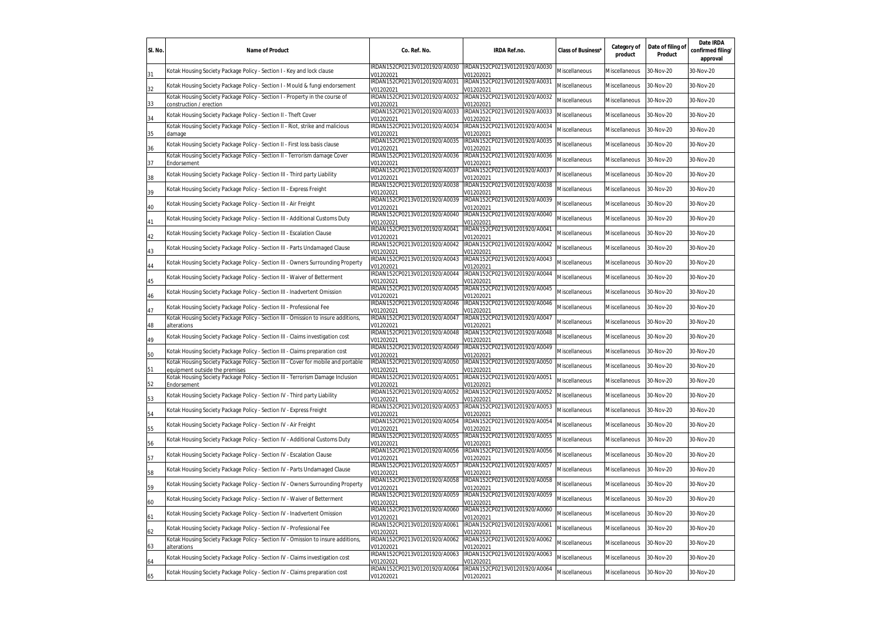| Sl. No. | Name of Product | Co. Ref. No. | IRDA Ref.no. | Class of Business* | Category of product | Date of filing of Product | Date IRDA confirmed filing/ approval |
|---|---|---|---|---|---|---|---|
| 31 | Kotak Housing Society Package Policy - Section I - Key and lock clause | IRDAN152CP0213V01201920/A0030V01202021 | IRDAN152CP0213V01201920/A0030V01202021 | Miscellaneous | Miscellaneous | 30-Nov-20 | 30-Nov-20 |
| 32 | Kotak Housing Society Package Policy - Section I - Mould & fungi endorsement | IRDAN152CP0213V01201920/A0031V01202021 | IRDAN152CP0213V01201920/A0031V01202021 | Miscellaneous | Miscellaneous | 30-Nov-20 | 30-Nov-20 |
| 33 | Kotak Housing Society Package Policy - Section I - Property in the course of construction / erection | IRDAN152CP0213V01201920/A0032V01202021 | IRDAN152CP0213V01201920/A0032V01202021 | Miscellaneous | Miscellaneous | 30-Nov-20 | 30-Nov-20 |
| 34 | Kotak Housing Society Package Policy - Section II - Theft Cover | IRDAN152CP0213V01201920/A0033V01202021 | IRDAN152CP0213V01201920/A0033V01202021 | Miscellaneous | Miscellaneous | 30-Nov-20 | 30-Nov-20 |
| 35 | Kotak Housing Society Package Policy - Section II - Riot, strike and malicious damage | IRDAN152CP0213V01201920/A0034V01202021 | IRDAN152CP0213V01201920/A0034V01202021 | Miscellaneous | Miscellaneous | 30-Nov-20 | 30-Nov-20 |
| 36 | Kotak Housing Society Package Policy - Section II - First loss basis clause | IRDAN152CP0213V01201920/A0035V01202021 | IRDAN152CP0213V01201920/A0035V01202021 | Miscellaneous | Miscellaneous | 30-Nov-20 | 30-Nov-20 |
| 37 | Kotak Housing Society Package Policy - Section II - Terrorism damage Cover Endorsement | IRDAN152CP0213V01201920/A0036V01202021 | IRDAN152CP0213V01201920/A0036V01202021 | Miscellaneous | Miscellaneous | 30-Nov-20 | 30-Nov-20 |
| 38 | Kotak Housing Society Package Policy - Section III - Third party Liability | IRDAN152CP0213V01201920/A0037V01202021 | IRDAN152CP0213V01201920/A0037V01202021 | Miscellaneous | Miscellaneous | 30-Nov-20 | 30-Nov-20 |
| 39 | Kotak Housing Society Package Policy - Section III - Express Freight | IRDAN152CP0213V01201920/A0038V01202021 | IRDAN152CP0213V01201920/A0038V01202021 | Miscellaneous | Miscellaneous | 30-Nov-20 | 30-Nov-20 |
| 40 | Kotak Housing Society Package Policy - Section III - Air Freight | IRDAN152CP0213V01201920/A0039V01202021 | IRDAN152CP0213V01201920/A0039V01202021 | Miscellaneous | Miscellaneous | 30-Nov-20 | 30-Nov-20 |
| 41 | Kotak Housing Society Package Policy - Section III - Additional Customs Duty | IRDAN152CP0213V01201920/A0040V01202021 | IRDAN152CP0213V01201920/A0040V01202021 | Miscellaneous | Miscellaneous | 30-Nov-20 | 30-Nov-20 |
| 42 | Kotak Housing Society Package Policy - Section III - Escalation Clause | IRDAN152CP0213V01201920/A0041V01202021 | IRDAN152CP0213V01201920/A0041V01202021 | Miscellaneous | Miscellaneous | 30-Nov-20 | 30-Nov-20 |
| 43 | Kotak Housing Society Package Policy - Section III - Parts Undamaged Clause | IRDAN152CP0213V01201920/A0042V01202021 | IRDAN152CP0213V01201920/A0042V01202021 | Miscellaneous | Miscellaneous | 30-Nov-20 | 30-Nov-20 |
| 44 | Kotak Housing Society Package Policy - Section III - Owners Surrounding Property | IRDAN152CP0213V01201920/A0043V01202021 | IRDAN152CP0213V01201920/A0043V01202021 | Miscellaneous | Miscellaneous | 30-Nov-20 | 30-Nov-20 |
| 45 | Kotak Housing Society Package Policy - Section III - Waiver of Betterment | IRDAN152CP0213V01201920/A0044V01202021 | IRDAN152CP0213V01201920/A0044V01202021 | Miscellaneous | Miscellaneous | 30-Nov-20 | 30-Nov-20 |
| 46 | Kotak Housing Society Package Policy - Section III - Inadvertent Omission | IRDAN152CP0213V01201920/A0045V01202021 | IRDAN152CP0213V01201920/A0045V01202021 | Miscellaneous | Miscellaneous | 30-Nov-20 | 30-Nov-20 |
| 47 | Kotak Housing Society Package Policy - Section III - Professional Fee | IRDAN152CP0213V01201920/A0046V01202021 | IRDAN152CP0213V01201920/A0046V01202021 | Miscellaneous | Miscellaneous | 30-Nov-20 | 30-Nov-20 |
| 48 | Kotak Housing Society Package Policy - Section III - Omission to insure additions, alterations | IRDAN152CP0213V01201920/A0047V01202021 | IRDAN152CP0213V01201920/A0047V01202021 | Miscellaneous | Miscellaneous | 30-Nov-20 | 30-Nov-20 |
| 49 | Kotak Housing Society Package Policy - Section III - Claims investigation cost | IRDAN152CP0213V01201920/A0048V01202021 | IRDAN152CP0213V01201920/A0048V01202021 | Miscellaneous | Miscellaneous | 30-Nov-20 | 30-Nov-20 |
| 50 | Kotak Housing Society Package Policy - Section III - Claims preparation cost | IRDAN152CP0213V01201920/A0049V01202021 | IRDAN152CP0213V01201920/A0049V01202021 | Miscellaneous | Miscellaneous | 30-Nov-20 | 30-Nov-20 |
| 51 | Kotak Housing Society Package Policy - Section III - Cover for mobile and portable equipment outside the premises | IRDAN152CP0213V01201920/A0050V01202021 | IRDAN152CP0213V01201920/A0050V01202021 | Miscellaneous | Miscellaneous | 30-Nov-20 | 30-Nov-20 |
| 52 | Kotak Housing Society Package Policy - Section III - Terrorism Damage Inclusion Endorsement | IRDAN152CP0213V01201920/A0051V01202021 | IRDAN152CP0213V01201920/A0051V01202021 | Miscellaneous | Miscellaneous | 30-Nov-20 | 30-Nov-20 |
| 53 | Kotak Housing Society Package Policy - Section IV - Third party Liability | IRDAN152CP0213V01201920/A0052V01202021 | IRDAN152CP0213V01201920/A0052V01202021 | Miscellaneous | Miscellaneous | 30-Nov-20 | 30-Nov-20 |
| 54 | Kotak Housing Society Package Policy - Section IV - Express Freight | IRDAN152CP0213V01201920/A0053V01202021 | IRDAN152CP0213V01201920/A0053V01202021 | Miscellaneous | Miscellaneous | 30-Nov-20 | 30-Nov-20 |
| 55 | Kotak Housing Society Package Policy - Section IV - Air Freight | IRDAN152CP0213V01201920/A0054V01202021 | IRDAN152CP0213V01201920/A0054V01202021 | Miscellaneous | Miscellaneous | 30-Nov-20 | 30-Nov-20 |
| 56 | Kotak Housing Society Package Policy - Section IV - Additional Customs Duty | IRDAN152CP0213V01201920/A0055V01202021 | IRDAN152CP0213V01201920/A0055V01202021 | Miscellaneous | Miscellaneous | 30-Nov-20 | 30-Nov-20 |
| 57 | Kotak Housing Society Package Policy - Section IV - Escalation Clause | IRDAN152CP0213V01201920/A0056V01202021 | IRDAN152CP0213V01201920/A0056V01202021 | Miscellaneous | Miscellaneous | 30-Nov-20 | 30-Nov-20 |
| 58 | Kotak Housing Society Package Policy - Section IV - Parts Undamaged Clause | IRDAN152CP0213V01201920/A0057V01202021 | IRDAN152CP0213V01201920/A0057V01202021 | Miscellaneous | Miscellaneous | 30-Nov-20 | 30-Nov-20 |
| 59 | Kotak Housing Society Package Policy - Section IV - Owners Surrounding Property | IRDAN152CP0213V01201920/A0058V01202021 | IRDAN152CP0213V01201920/A0058V01202021 | Miscellaneous | Miscellaneous | 30-Nov-20 | 30-Nov-20 |
| 60 | Kotak Housing Society Package Policy - Section IV - Waiver of Betterment | IRDAN152CP0213V01201920/A0059V01202021 | IRDAN152CP0213V01201920/A0059V01202021 | Miscellaneous | Miscellaneous | 30-Nov-20 | 30-Nov-20 |
| 61 | Kotak Housing Society Package Policy - Section IV - Inadvertent Omission | IRDAN152CP0213V01201920/A0060V01202021 | IRDAN152CP0213V01201920/A0060V01202021 | Miscellaneous | Miscellaneous | 30-Nov-20 | 30-Nov-20 |
| 62 | Kotak Housing Society Package Policy - Section IV - Professional Fee | IRDAN152CP0213V01201920/A0061V01202021 | IRDAN152CP0213V01201920/A0061V01202021 | Miscellaneous | Miscellaneous | 30-Nov-20 | 30-Nov-20 |
| 63 | Kotak Housing Society Package Policy - Section IV - Omission to insure additions, alterations | IRDAN152CP0213V01201920/A0062V01202021 | IRDAN152CP0213V01201920/A0062V01202021 | Miscellaneous | Miscellaneous | 30-Nov-20 | 30-Nov-20 |
| 64 | Kotak Housing Society Package Policy - Section IV - Claims investigation cost | IRDAN152CP0213V01201920/A0063V01202021 | IRDAN152CP0213V01201920/A0063V01202021 | Miscellaneous | Miscellaneous | 30-Nov-20 | 30-Nov-20 |
| 65 | Kotak Housing Society Package Policy - Section IV - Claims preparation cost | IRDAN152CP0213V01201920/A0064V01202021 | IRDAN152CP0213V01201920/A0064V01202021 | Miscellaneous | Miscellaneous | 30-Nov-20 | 30-Nov-20 |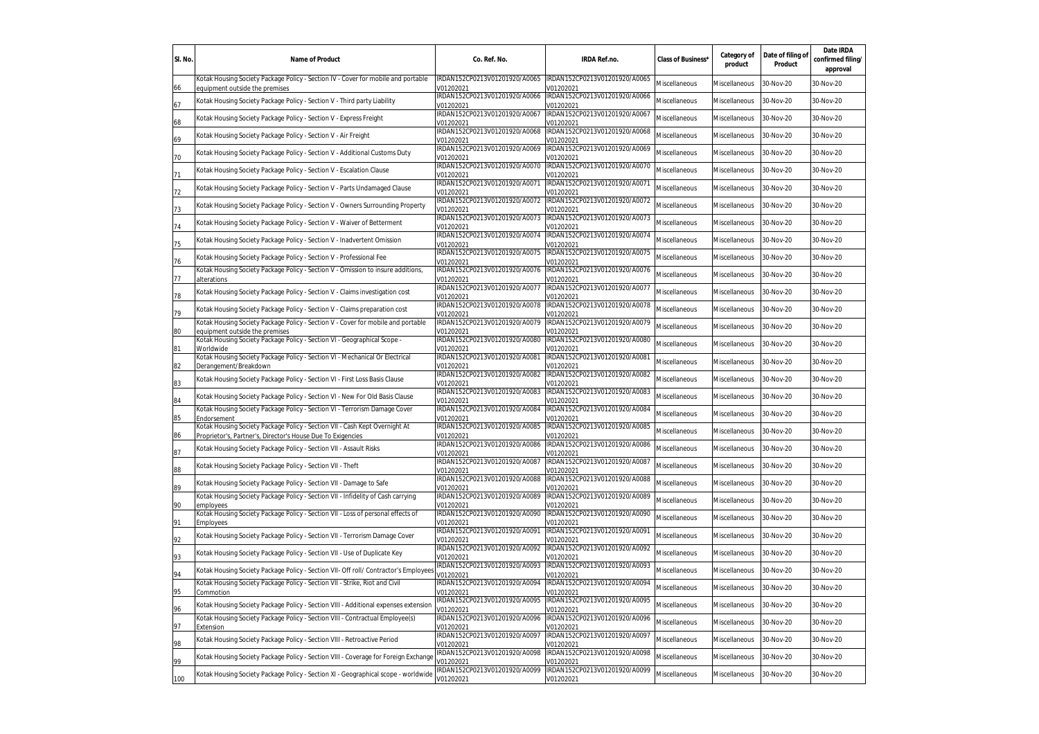| Sl. No. | Name of Product | Co. Ref. No. | IRDA Ref.no. | Class of Business* | Category of product | Date of filing of Product | Date IRDA confirmed filing/ approval |
|---|---|---|---|---|---|---|---|
| 66 | Kotak Housing Society Package Policy - Section IV - Cover for mobile and portable equipment outside the premises | IRDAN152CP0213V01201920/A0065V01202021 | IRDAN152CP0213V01201920/A0065V01202021 | Miscellaneous | Miscellaneous | 30-Nov-20 | 30-Nov-20 |
| 67 | Kotak Housing Society Package Policy - Section V - Third party Liability | IRDAN152CP0213V01201920/A0066V01202021 | IRDAN152CP0213V01201920/A0066V01202021 | Miscellaneous | Miscellaneous | 30-Nov-20 | 30-Nov-20 |
| 68 | Kotak Housing Society Package Policy - Section V - Express Freight | IRDAN152CP0213V01201920/A0067V01202021 | IRDAN152CP0213V01201920/A0067V01202021 | Miscellaneous | Miscellaneous | 30-Nov-20 | 30-Nov-20 |
| 69 | Kotak Housing Society Package Policy - Section V - Air Freight | IRDAN152CP0213V01201920/A0068V01202021 | IRDAN152CP0213V01201920/A0068V01202021 | Miscellaneous | Miscellaneous | 30-Nov-20 | 30-Nov-20 |
| 70 | Kotak Housing Society Package Policy - Section V - Additional Customs Duty | IRDAN152CP0213V01201920/A0069V01202021 | IRDAN152CP0213V01201920/A0069V01202021 | Miscellaneous | Miscellaneous | 30-Nov-20 | 30-Nov-20 |
| 71 | Kotak Housing Society Package Policy - Section V - Escalation Clause | IRDAN152CP0213V01201920/A0070V01202021 | IRDAN152CP0213V01201920/A0070V01202021 | Miscellaneous | Miscellaneous | 30-Nov-20 | 30-Nov-20 |
| 72 | Kotak Housing Society Package Policy - Section V - Parts Undamaged Clause | IRDAN152CP0213V01201920/A0071V01202021 | IRDAN152CP0213V01201920/A0071V01202021 | Miscellaneous | Miscellaneous | 30-Nov-20 | 30-Nov-20 |
| 73 | Kotak Housing Society Package Policy - Section V - Owners Surrounding Property | IRDAN152CP0213V01201920/A0072V01202021 | IRDAN152CP0213V01201920/A0072V01202021 | Miscellaneous | Miscellaneous | 30-Nov-20 | 30-Nov-20 |
| 74 | Kotak Housing Society Package Policy - Section V - Waiver of Betterment | IRDAN152CP0213V01201920/A0073V01202021 | IRDAN152CP0213V01201920/A0073V01202021 | Miscellaneous | Miscellaneous | 30-Nov-20 | 30-Nov-20 |
| 75 | Kotak Housing Society Package Policy - Section V - Inadvertent Omission | IRDAN152CP0213V01201920/A0074V01202021 | IRDAN152CP0213V01201920/A0074V01202021 | Miscellaneous | Miscellaneous | 30-Nov-20 | 30-Nov-20 |
| 76 | Kotak Housing Society Package Policy - Section V - Professional Fee | IRDAN152CP0213V01201920/A0075V01202021 | IRDAN152CP0213V01201920/A0075V01202021 | Miscellaneous | Miscellaneous | 30-Nov-20 | 30-Nov-20 |
| 77 | Kotak Housing Society Package Policy - Section V - Omission to insure additions, alterations | IRDAN152CP0213V01201920/A0076V01202021 | IRDAN152CP0213V01201920/A0076V01202021 | Miscellaneous | Miscellaneous | 30-Nov-20 | 30-Nov-20 |
| 78 | Kotak Housing Society Package Policy - Section V - Claims investigation cost | IRDAN152CP0213V01201920/A0077V01202021 | IRDAN152CP0213V01201920/A0077V01202021 | Miscellaneous | Miscellaneous | 30-Nov-20 | 30-Nov-20 |
| 79 | Kotak Housing Society Package Policy - Section V - Claims preparation cost | IRDAN152CP0213V01201920/A0078V01202021 | IRDAN152CP0213V01201920/A0078V01202021 | Miscellaneous | Miscellaneous | 30-Nov-20 | 30-Nov-20 |
| 80 | Kotak Housing Society Package Policy - Section V - Cover for mobile and portable equipment outside the premises | IRDAN152CP0213V01201920/A0079V01202021 | IRDAN152CP0213V01201920/A0079V01202021 | Miscellaneous | Miscellaneous | 30-Nov-20 | 30-Nov-20 |
| 81 | Kotak Housing Society Package Policy - Section VI - Geographical Scope - Worldwide | IRDAN152CP0213V01201920/A0080V01202021 | IRDAN152CP0213V01201920/A0080V01202021 | Miscellaneous | Miscellaneous | 30-Nov-20 | 30-Nov-20 |
| 82 | Kotak Housing Society Package Policy - Section VI - Mechanical Or Electrical Derangement/Breakdown | IRDAN152CP0213V01201920/A0081V01202021 | IRDAN152CP0213V01201920/A0081V01202021 | Miscellaneous | Miscellaneous | 30-Nov-20 | 30-Nov-20 |
| 83 | Kotak Housing Society Package Policy - Section VI - First Loss Basis Clause | IRDAN152CP0213V01201920/A0082V01202021 | IRDAN152CP0213V01201920/A0082V01202021 | Miscellaneous | Miscellaneous | 30-Nov-20 | 30-Nov-20 |
| 84 | Kotak Housing Society Package Policy - Section VI - New For Old Basis Clause | IRDAN152CP0213V01201920/A0083V01202021 | IRDAN152CP0213V01201920/A0083V01202021 | Miscellaneous | Miscellaneous | 30-Nov-20 | 30-Nov-20 |
| 85 | Kotak Housing Society Package Policy - Section VI - Terrorism Damage Cover Endorsement | IRDAN152CP0213V01201920/A0084V01202021 | IRDAN152CP0213V01201920/A0084V01202021 | Miscellaneous | Miscellaneous | 30-Nov-20 | 30-Nov-20 |
| 86 | Kotak Housing Society Package Policy - Section VII - Cash Kept Overnight At Proprietor's, Partner's, Director's House Due To Exigencies | IRDAN152CP0213V01201920/A0085V01202021 | IRDAN152CP0213V01201920/A0085V01202021 | Miscellaneous | Miscellaneous | 30-Nov-20 | 30-Nov-20 |
| 87 | Kotak Housing Society Package Policy - Section VII - Assault Risks | IRDAN152CP0213V01201920/A0086V01202021 | IRDAN152CP0213V01201920/A0086V01202021 | Miscellaneous | Miscellaneous | 30-Nov-20 | 30-Nov-20 |
| 88 | Kotak Housing Society Package Policy - Section VII - Theft | IRDAN152CP0213V01201920/A0087V01202021 | IRDAN152CP0213V01201920/A0087V01202021 | Miscellaneous | Miscellaneous | 30-Nov-20 | 30-Nov-20 |
| 89 | Kotak Housing Society Package Policy - Section VII - Damage to Safe | IRDAN152CP0213V01201920/A0088V01202021 | IRDAN152CP0213V01201920/A0088V01202021 | Miscellaneous | Miscellaneous | 30-Nov-20 | 30-Nov-20 |
| 90 | Kotak Housing Society Package Policy - Section VII - Infidelity of Cash carrying employees | IRDAN152CP0213V01201920/A0089V01202021 | IRDAN152CP0213V01201920/A0089V01202021 | Miscellaneous | Miscellaneous | 30-Nov-20 | 30-Nov-20 |
| 91 | Kotak Housing Society Package Policy - Section VII - Loss of personal effects of Employees | IRDAN152CP0213V01201920/A0090V01202021 | IRDAN152CP0213V01201920/A0090V01202021 | Miscellaneous | Miscellaneous | 30-Nov-20 | 30-Nov-20 |
| 92 | Kotak Housing Society Package Policy - Section VII - Terrorism Damage Cover | IRDAN152CP0213V01201920/A0091V01202021 | IRDAN152CP0213V01201920/A0091V01202021 | Miscellaneous | Miscellaneous | 30-Nov-20 | 30-Nov-20 |
| 93 | Kotak Housing Society Package Policy - Section VII - Use of Duplicate Key | IRDAN152CP0213V01201920/A0092V01202021 | IRDAN152CP0213V01201920/A0092V01202021 | Miscellaneous | Miscellaneous | 30-Nov-20 | 30-Nov-20 |
| 94 | Kotak Housing Society Package Policy - Section VII- Off roll/ Contractor's Employees | IRDAN152CP0213V01201920/A0093V01202021 | IRDAN152CP0213V01201920/A0093V01202021 | Miscellaneous | Miscellaneous | 30-Nov-20 | 30-Nov-20 |
| 95 | Kotak Housing Society Package Policy - Section VII - Strike, Riot and Civil Commotion | IRDAN152CP0213V01201920/A0094V01202021 | IRDAN152CP0213V01201920/A0094V01202021 | Miscellaneous | Miscellaneous | 30-Nov-20 | 30-Nov-20 |
| 96 | Kotak Housing Society Package Policy - Section VIII - Additional expenses extension | IRDAN152CP0213V01201920/A0095V01202021 | IRDAN152CP0213V01201920/A0095V01202021 | Miscellaneous | Miscellaneous | 30-Nov-20 | 30-Nov-20 |
| 97 | Kotak Housing Society Package Policy - Section VIII - Contractual Employee(s) Extension | IRDAN152CP0213V01201920/A0096V01202021 | IRDAN152CP0213V01201920/A0096V01202021 | Miscellaneous | Miscellaneous | 30-Nov-20 | 30-Nov-20 |
| 98 | Kotak Housing Society Package Policy - Section VIII - Retroactive Period | IRDAN152CP0213V01201920/A0097V01202021 | IRDAN152CP0213V01201920/A0097V01202021 | Miscellaneous | Miscellaneous | 30-Nov-20 | 30-Nov-20 |
| 99 | Kotak Housing Society Package Policy - Section VIII - Coverage for Foreign Exchange | IRDAN152CP0213V01201920/A0098V01202021 | IRDAN152CP0213V01201920/A0098V01202021 | Miscellaneous | Miscellaneous | 30-Nov-20 | 30-Nov-20 |
| 100 | Kotak Housing Society Package Policy - Section XI - Geographical scope - worldwide | IRDAN152CP0213V01201920/A0099V01202021 | IRDAN152CP0213V01201920/A0099V01202021 | Miscellaneous | Miscellaneous | 30-Nov-20 | 30-Nov-20 |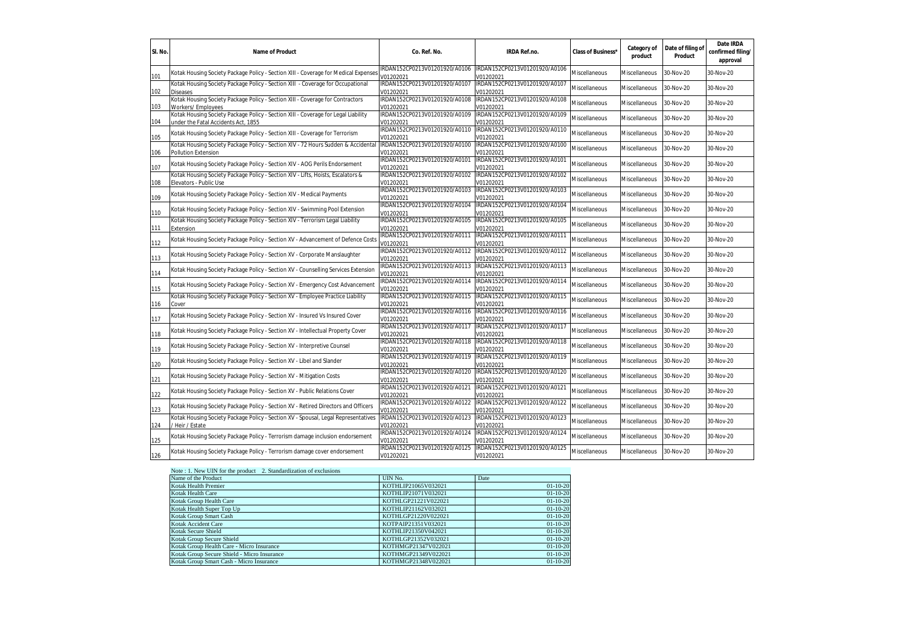| Sl. No. | Name of Product | Co. Ref. No. | IRDA Ref.no. | Class of Business* | Category of product | Date of filing of Product | Date IRDA confirmed filing/ approval |
|---|---|---|---|---|---|---|---|
| 101 | Kotak Housing Society Package Policy - Section XIII - Coverage for Medical Expenses | IRDAN152CP0213V01201920/A0106 V01202021 | IRDAN152CP0213V01201920/A0106 V01202021 | Miscellaneous | Miscellaneous | 30-Nov-20 | 30-Nov-20 |
| 102 | Kotak Housing Society Package Policy - Section XIII - Coverage for Occupational Diseases | IRDAN152CP0213V01201920/A0107 V01202021 | IRDAN152CP0213V01201920/A0107 V01202021 | Miscellaneous | Miscellaneous | 30-Nov-20 | 30-Nov-20 |
| 103 | Kotak Housing Society Package Policy - Section XIII - Coverage for Contractors Workers/ Employees | IRDAN152CP0213V01201920/A0108 V01202021 | IRDAN152CP0213V01201920/A0108 V01202021 | Miscellaneous | Miscellaneous | 30-Nov-20 | 30-Nov-20 |
| 104 | Kotak Housing Society Package Policy - Section XIII - Coverage for Legal Liability under the Fatal Accidents Act, 1855 | IRDAN152CP0213V01201920/A0109 V01202021 | IRDAN152CP0213V01201920/A0109 V01202021 | Miscellaneous | Miscellaneous | 30-Nov-20 | 30-Nov-20 |
| 105 | Kotak Housing Society Package Policy - Section XIII - Coverage for Terrorism | IRDAN152CP0213V01201920/A0110 V01202021 | IRDAN152CP0213V01201920/A0110 V01202021 | Miscellaneous | Miscellaneous | 30-Nov-20 | 30-Nov-20 |
| 106 | Kotak Housing Society Package Policy - Section XIV - 72 Hours Sudden & Accidental Pollution Extension | IRDAN152CP0213V01201920/A0100 V01202021 | IRDAN152CP0213V01201920/A0100 V01202021 | Miscellaneous | Miscellaneous | 30-Nov-20 | 30-Nov-20 |
| 107 | Kotak Housing Society Package Policy - Section XIV - AOG Perils Endorsement | IRDAN152CP0213V01201920/A0101 V01202021 | IRDAN152CP0213V01201920/A0101 V01202021 | Miscellaneous | Miscellaneous | 30-Nov-20 | 30-Nov-20 |
| 108 | Kotak Housing Society Package Policy - Section XIV - Lifts, Hoists, Escalators & Elevators - Public Use | IRDAN152CP0213V01201920/A0102 V01202021 | IRDAN152CP0213V01201920/A0102 V01202021 | Miscellaneous | Miscellaneous | 30-Nov-20 | 30-Nov-20 |
| 109 | Kotak Housing Society Package Policy - Section XIV - Medical Payments | IRDAN152CP0213V01201920/A0103 V01202021 | IRDAN152CP0213V01201920/A0103 V01202021 | Miscellaneous | Miscellaneous | 30-Nov-20 | 30-Nov-20 |
| 110 | Kotak Housing Society Package Policy - Section XIV - Swimming Pool Extension | IRDAN152CP0213V01201920/A0104 V01202021 | IRDAN152CP0213V01201920/A0104 V01202021 | Miscellaneous | Miscellaneous | 30-Nov-20 | 30-Nov-20 |
| 111 | Kotak Housing Society Package Policy - Section XIV - Terrorism Legal Liability Extension | IRDAN152CP0213V01201920/A0105 V01202021 | IRDAN152CP0213V01201920/A0105 V01202021 | Miscellaneous | Miscellaneous | 30-Nov-20 | 30-Nov-20 |
| 112 | Kotak Housing Society Package Policy - Section XV - Advancement of Defence Costs | IRDAN152CP0213V01201920/A0111 V01202021 | IRDAN152CP0213V01201920/A0111 V01202021 | Miscellaneous | Miscellaneous | 30-Nov-20 | 30-Nov-20 |
| 113 | Kotak Housing Society Package Policy - Section XV - Corporate Manslaughter | IRDAN152CP0213V01201920/A0112 V01202021 | IRDAN152CP0213V01201920/A0112 V01202021 | Miscellaneous | Miscellaneous | 30-Nov-20 | 30-Nov-20 |
| 114 | Kotak Housing Society Package Policy - Section XV - Counselling Services Extension | IRDAN152CP0213V01201920/A0113 V01202021 | IRDAN152CP0213V01201920/A0113 V01202021 | Miscellaneous | Miscellaneous | 30-Nov-20 | 30-Nov-20 |
| 115 | Kotak Housing Society Package Policy - Section XV - Emergency Cost Advancement | IRDAN152CP0213V01201920/A0114 V01202021 | IRDAN152CP0213V01201920/A0114 V01202021 | Miscellaneous | Miscellaneous | 30-Nov-20 | 30-Nov-20 |
| 116 | Kotak Housing Society Package Policy - Section XV - Employee Practice Liability Cover | IRDAN152CP0213V01201920/A0115 V01202021 | IRDAN152CP0213V01201920/A0115 V01202021 | Miscellaneous | Miscellaneous | 30-Nov-20 | 30-Nov-20 |
| 117 | Kotak Housing Society Package Policy - Section XV - Insured Vs Insured Cover | IRDAN152CP0213V01201920/A0116 V01202021 | IRDAN152CP0213V01201920/A0116 V01202021 | Miscellaneous | Miscellaneous | 30-Nov-20 | 30-Nov-20 |
| 118 | Kotak Housing Society Package Policy - Section XV - Intellectual Property Cover | IRDAN152CP0213V01201920/A0117 V01202021 | IRDAN152CP0213V01201920/A0117 V01202021 | Miscellaneous | Miscellaneous | 30-Nov-20 | 30-Nov-20 |
| 119 | Kotak Housing Society Package Policy - Section XV - Interpretive Counsel | IRDAN152CP0213V01201920/A0118 V01202021 | IRDAN152CP0213V01201920/A0118 V01202021 | Miscellaneous | Miscellaneous | 30-Nov-20 | 30-Nov-20 |
| 120 | Kotak Housing Society Package Policy - Section XV - Libel and Slander | IRDAN152CP0213V01201920/A0119 V01202021 | IRDAN152CP0213V01201920/A0119 V01202021 | Miscellaneous | Miscellaneous | 30-Nov-20 | 30-Nov-20 |
| 121 | Kotak Housing Society Package Policy - Section XV - Mitigation Costs | IRDAN152CP0213V01201920/A0120 V01202021 | IRDAN152CP0213V01201920/A0120 V01202021 | Miscellaneous | Miscellaneous | 30-Nov-20 | 30-Nov-20 |
| 122 | Kotak Housing Society Package Policy - Section XV - Public Relations Cover | IRDAN152CP0213V01201920/A0121 V01202021 | IRDAN152CP0213V01201920/A0121 V01202021 | Miscellaneous | Miscellaneous | 30-Nov-20 | 30-Nov-20 |
| 123 | Kotak Housing Society Package Policy - Section XV - Retired Directors and Officers | IRDAN152CP0213V01201920/A0122 V01202021 | IRDAN152CP0213V01201920/A0122 V01202021 | Miscellaneous | Miscellaneous | 30-Nov-20 | 30-Nov-20 |
| 124 | Kotak Housing Society Package Policy - Section XV - Spousal, Legal Representatives / Heir / Estate | IRDAN152CP0213V01201920/A0123 V01202021 | IRDAN152CP0213V01201920/A0123 V01202021 | Miscellaneous | Miscellaneous | 30-Nov-20 | 30-Nov-20 |
| 125 | Kotak Housing Society Package Policy - Terrorism damage inclusion endorsement | IRDAN152CP0213V01201920/A0124 V01202021 | IRDAN152CP0213V01201920/A0124 V01202021 | Miscellaneous | Miscellaneous | 30-Nov-20 | 30-Nov-20 |
| 126 | Kotak Housing Society Package Policy - Terrorism damage cover endorsement | IRDAN152CP0213V01201920/A0125 V01202021 | IRDAN152CP0213V01201920/A0125 V01202021 | Miscellaneous | Miscellaneous | 30-Nov-20 | 30-Nov-20 |

Note : 1. New UIN for the product 2. Standardization of exclusions

| Name of the Product | UIN No. | Date |
|---|---|---|
| Kotak Health Premier | KOTHLIP21065V032021 | 01-10-20 |
| Kotak Health Care | KOTHLIP21071V032021 | 01-10-20 |
| Kotak Group Health Care | KOTHLGP21221V022021 | 01-10-20 |
| Kotak Health Super Top Up | KOTHLIP21162V032021 | 01-10-20 |
| Kotak Group Smart Cash | KOTHLGP21220V022021 | 01-10-20 |
| Kotak Accident Care | KOTPAIP21351V032021 | 01-10-20 |
| Kotak Secure Shield | KOTHLIP21350V042021 | 01-10-20 |
| Kotak Group Secure Shield | KOTHLGP21352V032021 | 01-10-20 |
| Kotak Group Health Care - Micro Insurance | KOTHMGP21347V022021 | 01-10-20 |
| Kotak Group Secure Shield - Micro Insurance | KOTHMGP21349V022021 | 01-10-20 |
| Kotak Group Smart Cash - Micro Insurance | KOTHMGP21348V022021 | 01-10-20 |